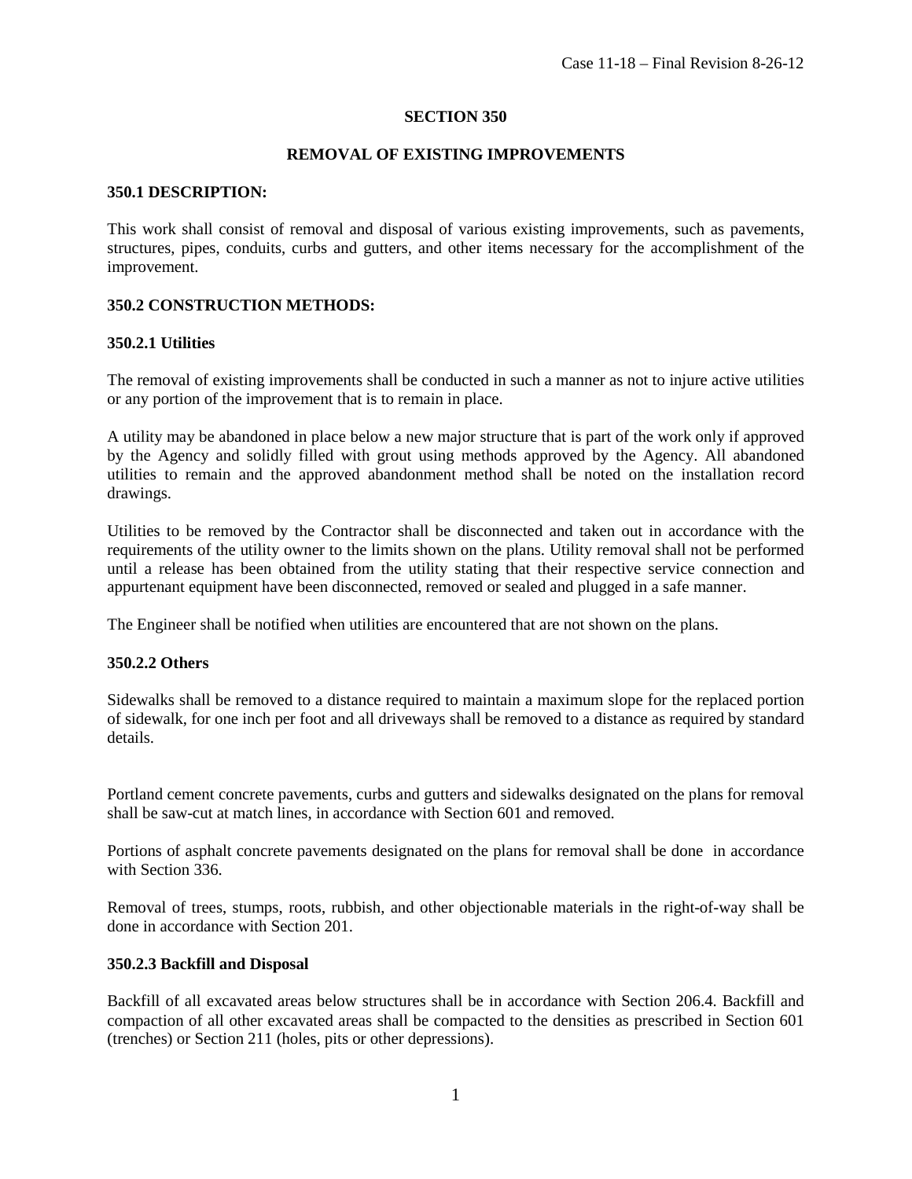# SECTION 350

## REMOVAL OF EXISTING IMPROVEMENTS

### 350.1 DESCRIPTION:

This work shall consist of removal and disposal of various existing improvements, such as pavements, structures, pipes, conduits, curbs and gutters, and other items necessary for the accomplishment of the improvement.

### 350.2 CONSTRUCTION METHODS:

#### 350.2.1 Utilities

The removal of existing improvements shall be conducted in such a manner as not to injure active utilities or any portion of the improvement that is to remain in place.

A utility may be abandoned in place below a new major structure that is part of the work only if approved by the Agency and solidly filled with grout using methods approved by the Agency. All abandoned utilities to remain and the approved abandonment method shall be noted on the installation record drawings.

Utilities to be removed by the Contractor shall be disconnected and taken out in accordance with the requirements of the utility owner to the limits shown on the plans. Utility removal shall not be performed until a release has been obtained from the utility stating that their respective service connection and appurtenant equipment have been disconnected, removed or sealed and plugged in a safe manner.

The Engineer shall be notified when utilities are encountered that are not shown on the plans.

#### 350.2.2 Others

Sidewalks shall be removed to a distance required to maintain a maximum slope for the replaced portion of sidewalk, for one inch per foot and all driveways shall be removed to a distance as required by standard details.

Portland cement concrete pavements, curbs and gutters and sidewalks designated on the plans for removal shall be saw-cut at match lines, in accordance with Section 601 and removed.

Portions of asphalt concrete pavements designated on the plans for removal shall be done in accordance with Section 336.

Removal of trees, stumps, roots, rubbish, and other objectionable materials in the right-of-way shall be done in accordance with Section 201.

#### 350.2.3 Backfill and Disposal

Backfill of all excavated areas below structures shall be in accordance with Section 206.4. Backfill and compaction of all other excavated areas shall be compacted to the densities as prescribed in Section 601 (trenches) or Section 211 (holes, pits or other depressions).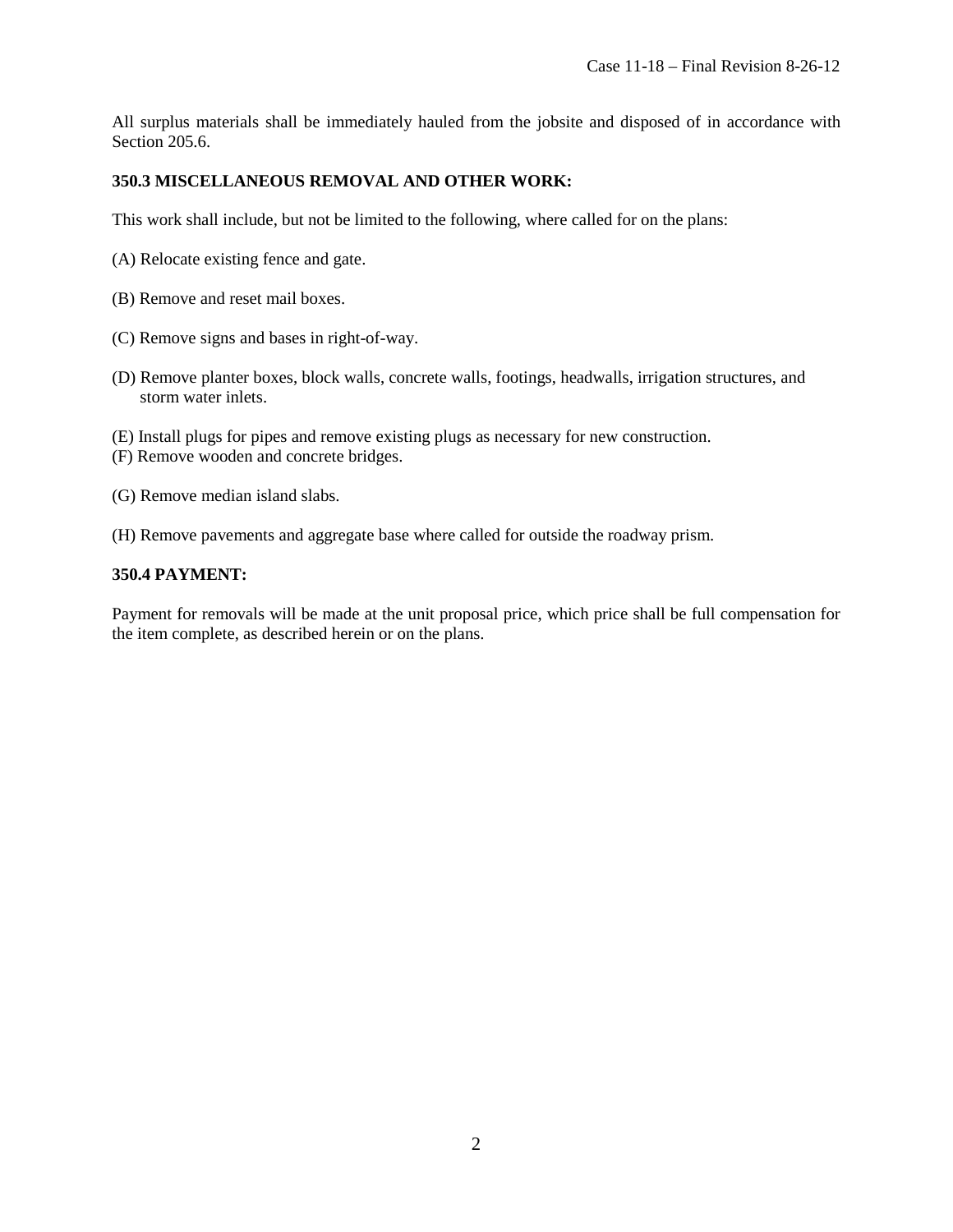All surplus materials shall be immediately hauled from the jobsite and disposed of in accordance with Section 205.6.

**350.3 MISCELLANEOUS REMOVAL AND OTHER WORK:**

This work shall include, but not be limited to the following, where called for on the plans:

(A) Relocate existing fence and gate.

(B) Remove and reset mail boxes.

(C) Remove signs and bases in right-of-way.

(D) Remove planter boxes, block walls, concrete walls, footings, headwalls, irrigation structures, and storm water inlets.

(E) Install plugs for pipes and remove existing plugs as necessary for new construction.

(F) Remove wooden and concrete bridges.

(G) Remove median island slabs.

(H) Remove pavements and aggregate base where called for outside the roadway prism.

**350.4 PAYMENT:**

Payment for removals will be made at the unit proposal price, which price shall be full compensation for the item complete, as described herein or on the plans.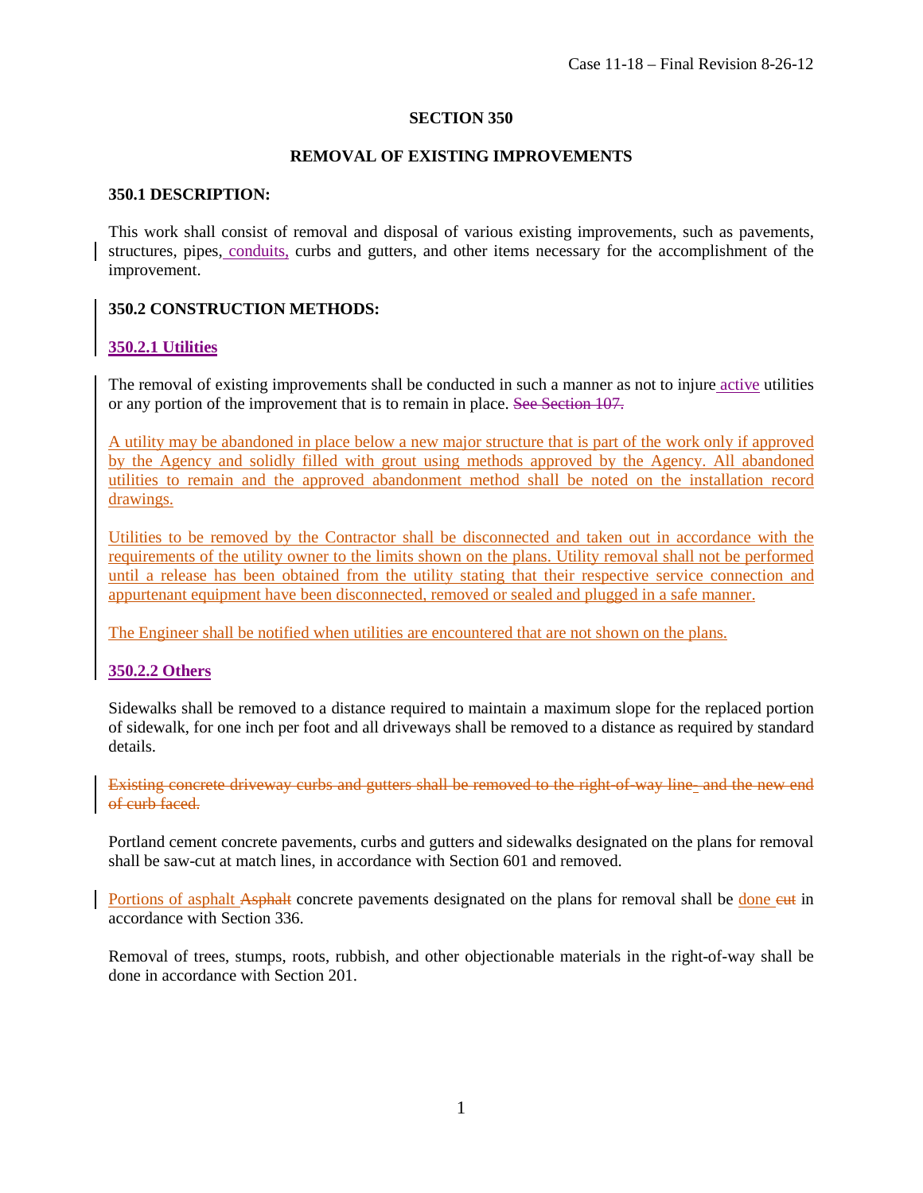Case 11-18 – Final Revision 8-26-12

# SECTION 350

## REMOVAL OF EXISTING IMPROVEMENTS

### 350.1 DESCRIPTION:

This work shall consist of removal and disposal of various existing improvements, such as pavements, structures, pipes, <u>conduits,</u> curbs and gutters, and other items necessary for the accomplishment of the improvement.

### 350.2 CONSTRUCTION METHODS:

#### <u>350.2.1 Utilities</u>

The removal of existing improvements shall be conducted in such a manner as not to injure <u>active</u> utilities or any portion of the improvement that is to remain in place. ~~See Section 107.~~

<u>A utility may be abandoned in place below a new major structure that is part of the work only if approved by the Agency and solidly filled with grout using methods approved by the Agency. All abandoned utilities to remain and the approved abandonment method shall be noted on the installation record drawings.</u>

<u>Utilities to be removed by the Contractor shall be disconnected and taken out in accordance with the requirements of the utility owner to the limits shown on the plans. Utility removal shall not be performed until a release has been obtained from the utility stating that their respective service connection and appurtenant equipment have been disconnected, removed or sealed and plugged in a safe manner.</u>

<u>The Engineer shall be notified when utilities are encountered that are not shown on the plans.</u>

#### <u>350.2.2 Others</u>

Sidewalks shall be removed to a distance required to maintain a maximum slope for the replaced portion of sidewalk, for one inch per foot and all driveways shall be removed to a distance as required by standard details.

~~Existing concrete driveway curbs and gutters shall be removed to the right-of-way line. and the new end of curb faced.~~

Portland cement concrete pavements, curbs and gutters and sidewalks designated on the plans for removal shall be saw-cut at match lines, in accordance with Section 601 and removed.

<u>Portions of asphalt</u> ~~Asphalt~~ concrete pavements designated on the plans for removal shall be <u>done</u> ~~cut~~ in accordance with Section 336.

Removal of trees, stumps, roots, rubbish, and other objectionable materials in the right-of-way shall be done in accordance with Section 201.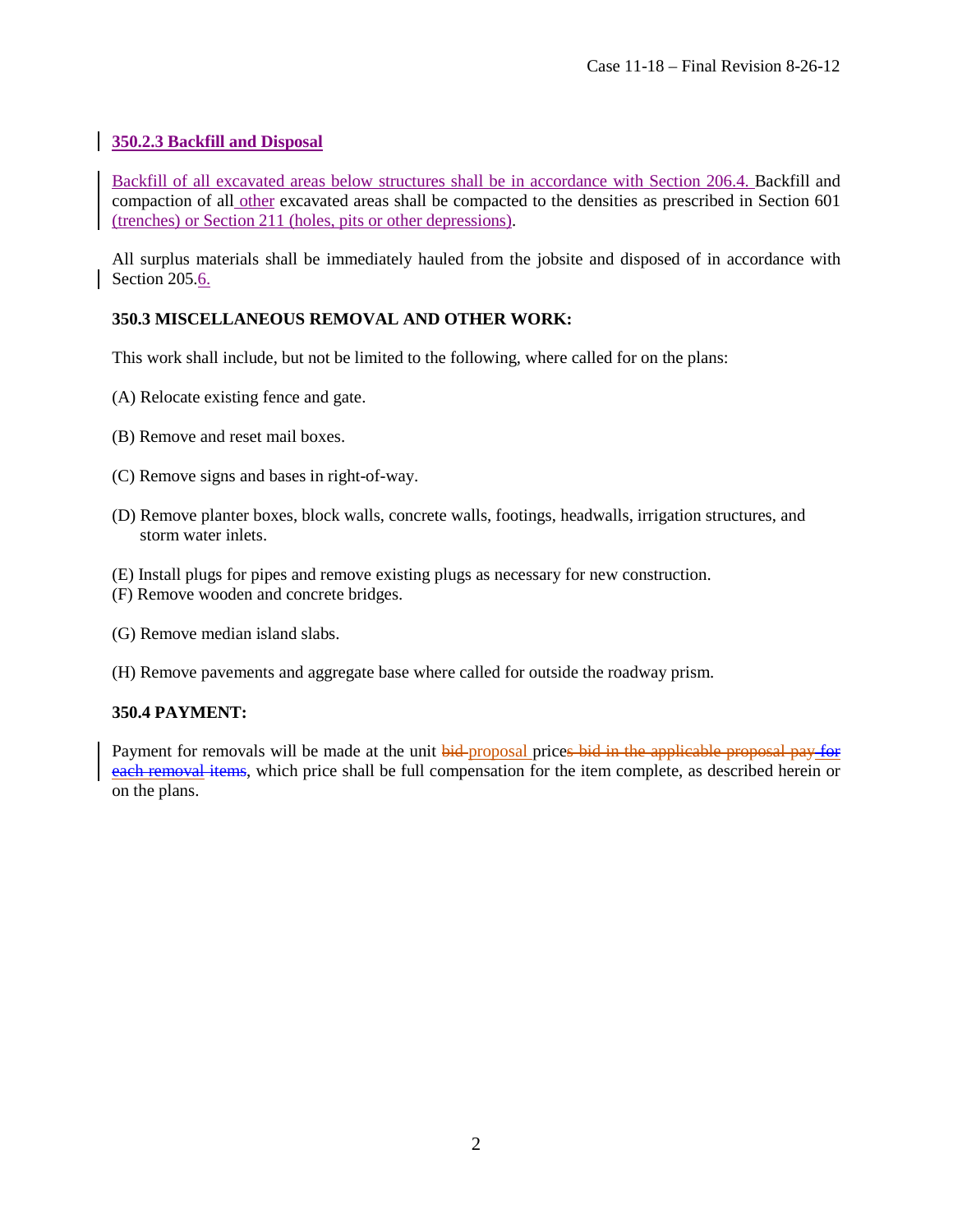### **350.2.3 Backfill and Disposal**

Backfill of all excavated areas below structures shall be in accordance with Section 206.4. Backfill and compaction of all other excavated areas shall be compacted to the densities as prescribed in Section 601 (trenches) or Section 211 (holes, pits or other depressions).

All surplus materials shall be immediately hauled from the jobsite and disposed of in accordance with Section 205.6.

### **350.3 MISCELLANEOUS REMOVAL AND OTHER WORK:**

This work shall include, but not be limited to the following, where called for on the plans:

(A) Relocate existing fence and gate.

(B) Remove and reset mail boxes.

(C) Remove signs and bases in right-of-way.

(D) Remove planter boxes, block walls, concrete walls, footings, headwalls, irrigation structures, and storm water inlets.

(E) Install plugs for pipes and remove existing plugs as necessary for new construction.

(F) Remove wooden and concrete bridges.

(G) Remove median island slabs.

(H) Remove pavements and aggregate base where called for outside the roadway prism.

### **350.4 PAYMENT:**

Payment for removals will be made at the unit ~~bid~~ proposal price~~s bid in the applicable proposal pay for each removal items~~, which price shall be full compensation for the item complete, as described herein or on the plans.